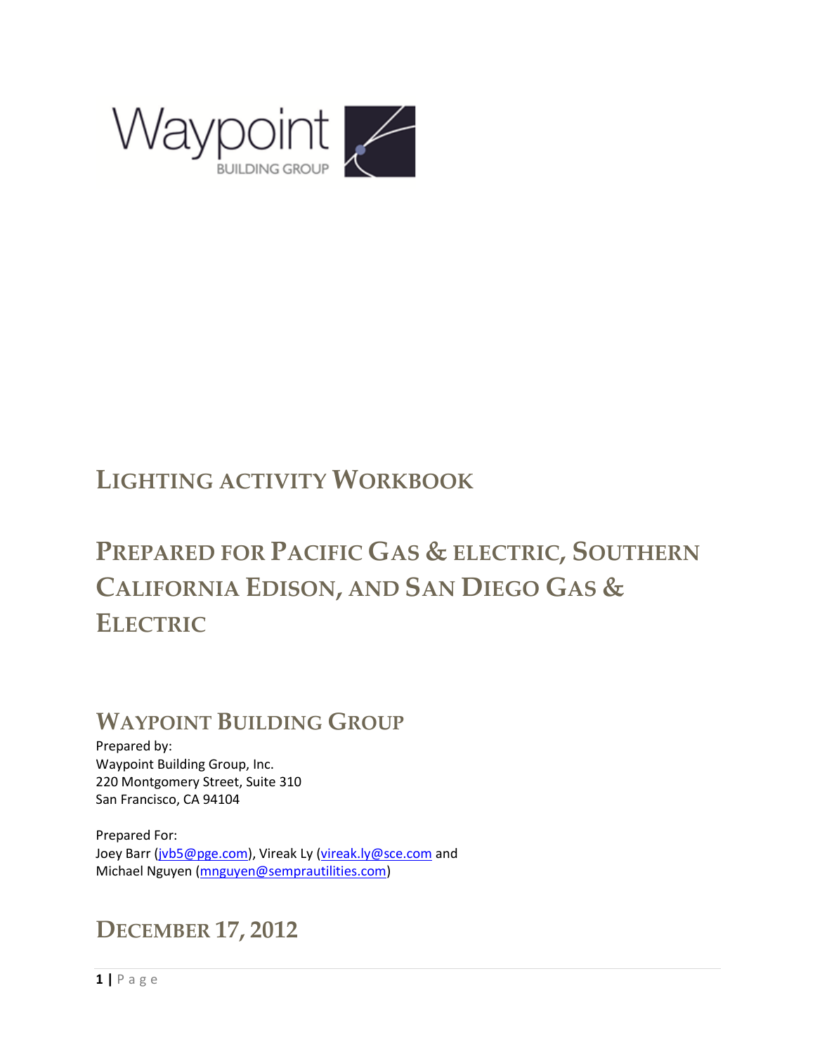# LIGHTING ACTIVITY WORKBOOK

# PREPARED FOR PACIFIC GAS & ELECTRIC, SOUTHERN CALIFORNIA EDISON, AND SAN DIEGO GAS & ELECTRIC

## WAYPOINT BUILDING GROUP

Prepared by:
Waypoint Building Group, Inc.
220 Montgomery Street, Suite 310
San Francisco, CA 94104

Prepared For:
Joey Barr (jvb5@pge.com), Vireak Ly (vireak.ly@sce.com and
Michael Nguyen (mnguyen@semprautilities.com)

## DECEMBER 17, 2012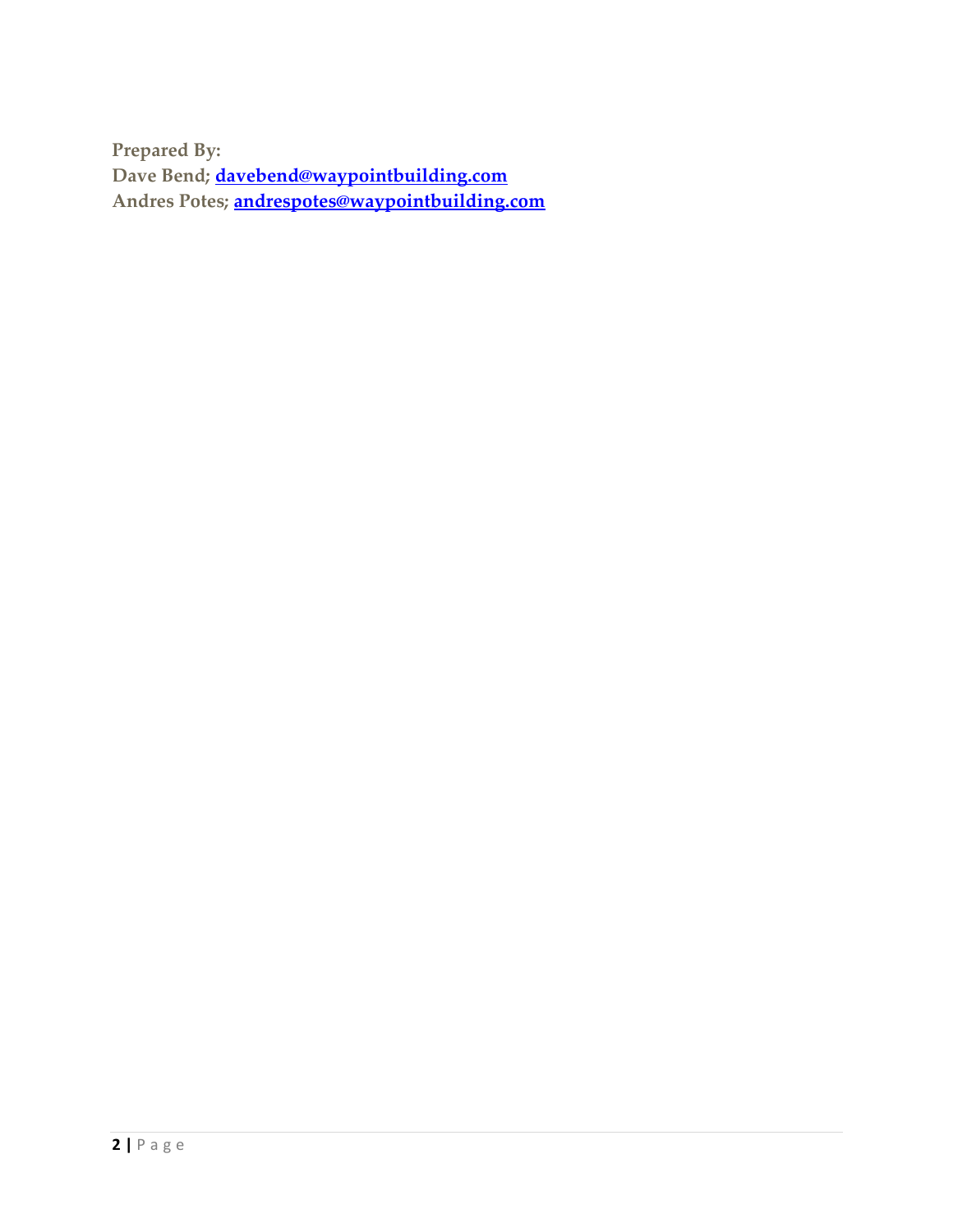**Prepared By:**
**Dave Bend; [davebend@waypointbuilding.com](mailto:davebend@waypointbuilding.com)**
**Andres Potes; [andrespotes@waypointbuilding.com](mailto:andrespotes@waypointbuilding.com)**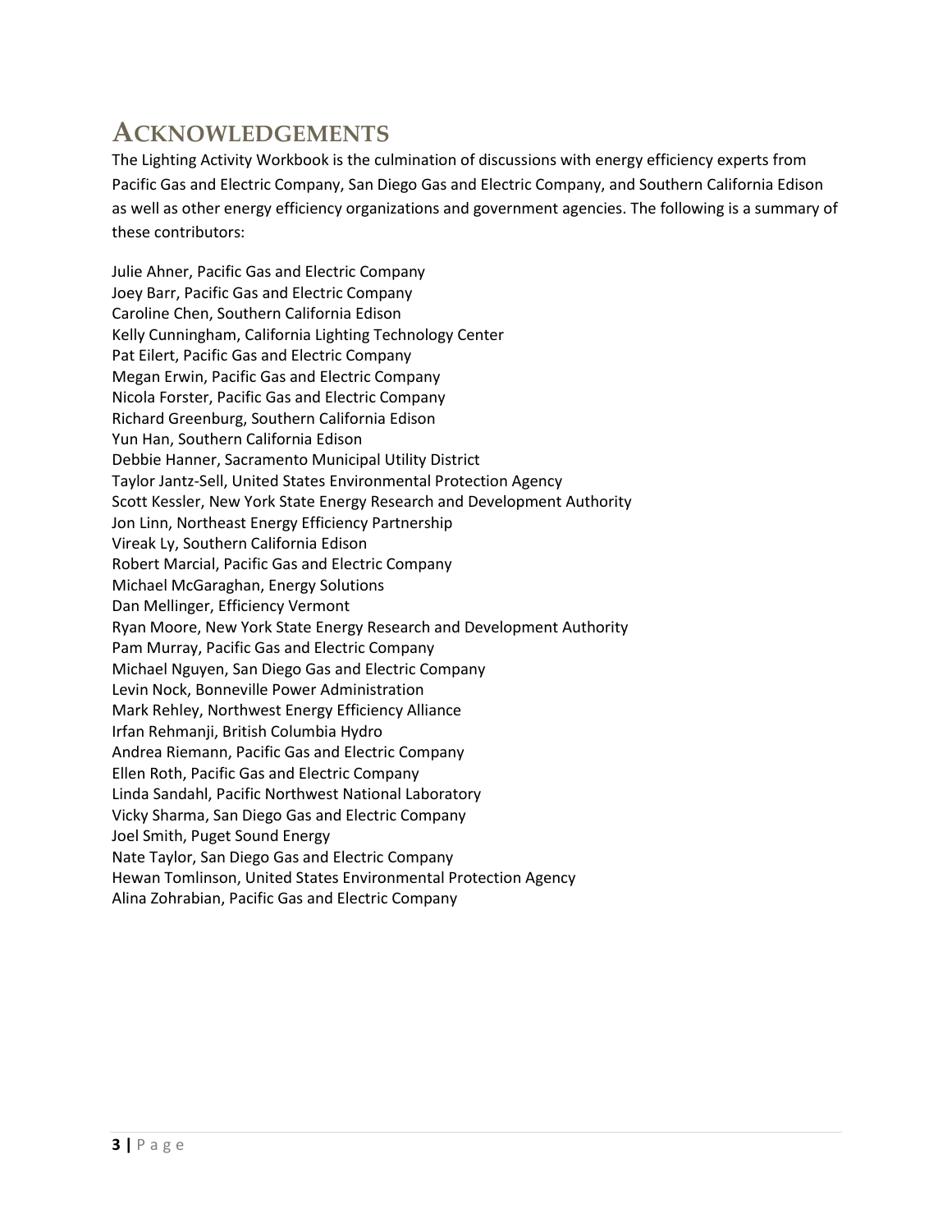# Acknowledgements

The Lighting Activity Workbook is the culmination of discussions with energy efficiency experts from Pacific Gas and Electric Company, San Diego Gas and Electric Company, and Southern California Edison as well as other energy efficiency organizations and government agencies. The following is a summary of these contributors:

Julie Ahner, Pacific Gas and Electric Company
Joey Barr, Pacific Gas and Electric Company
Caroline Chen, Southern California Edison
Kelly Cunningham, California Lighting Technology Center
Pat Eilert, Pacific Gas and Electric Company
Megan Erwin, Pacific Gas and Electric Company
Nicola Forster, Pacific Gas and Electric Company
Richard Greenburg, Southern California Edison
Yun Han, Southern California Edison
Debbie Hanner, Sacramento Municipal Utility District
Taylor Jantz-Sell, United States Environmental Protection Agency
Scott Kessler, New York State Energy Research and Development Authority
Jon Linn, Northeast Energy Efficiency Partnership
Vireak Ly, Southern California Edison
Robert Marcial, Pacific Gas and Electric Company
Michael McGaraghan, Energy Solutions
Dan Mellinger, Efficiency Vermont
Ryan Moore, New York State Energy Research and Development Authority
Pam Murray, Pacific Gas and Electric Company
Michael Nguyen, San Diego Gas and Electric Company
Levin Nock, Bonneville Power Administration
Mark Rehley, Northwest Energy Efficiency Alliance
Irfan Rehmanji, British Columbia Hydro
Andrea Riemann, Pacific Gas and Electric Company
Ellen Roth, Pacific Gas and Electric Company
Linda Sandahl, Pacific Northwest National Laboratory
Vicky Sharma, San Diego Gas and Electric Company
Joel Smith, Puget Sound Energy
Nate Taylor, San Diego Gas and Electric Company
Hewan Tomlinson, United States Environmental Protection Agency
Alina Zohrabian, Pacific Gas and Electric Company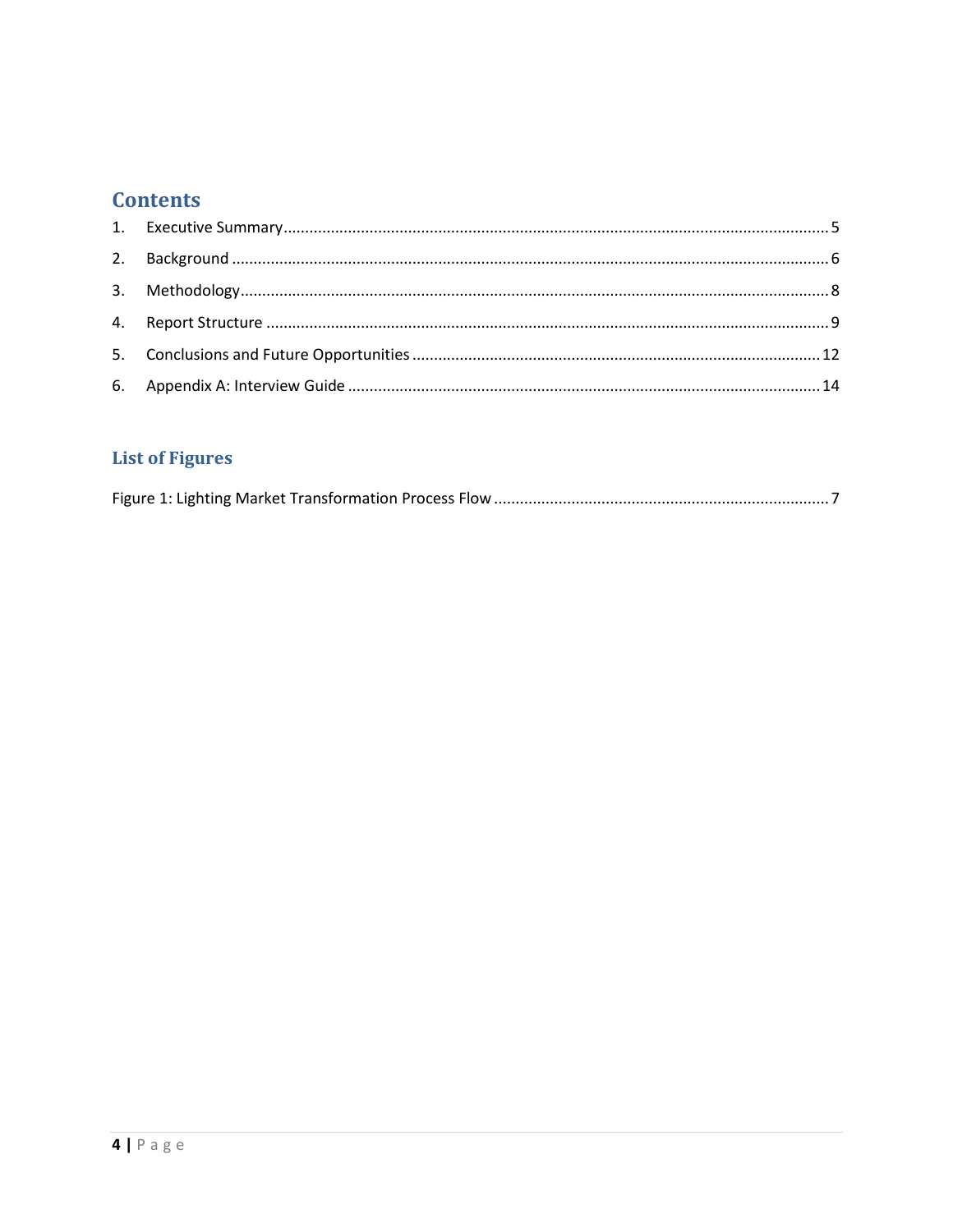## Contents

1. Executive Summary ..... 5
2. Background ..... 6
3. Methodology ..... 8
4. Report Structure ..... 9
5. Conclusions and Future Opportunities ..... 12
6. Appendix A: Interview Guide ..... 14

## List of Figures

Figure 1: Lighting Market Transformation Process Flow ..... 7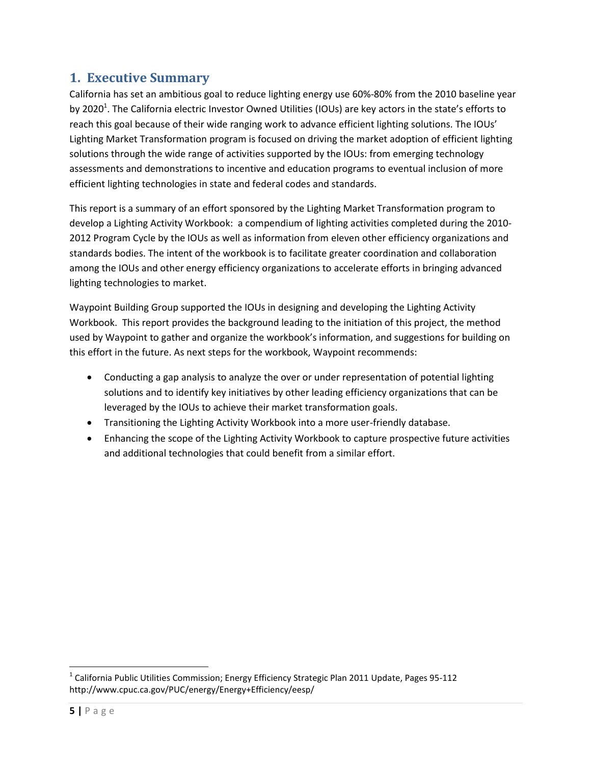# 1. Executive Summary

California has set an ambitious goal to reduce lighting energy use 60%-80% from the 2010 baseline year by 2020[1]. The California electric Investor Owned Utilities (IOUs) are key actors in the state's efforts to reach this goal because of their wide ranging work to advance efficient lighting solutions. The IOUs' Lighting Market Transformation program is focused on driving the market adoption of efficient lighting solutions through the wide range of activities supported by the IOUs: from emerging technology assessments and demonstrations to incentive and education programs to eventual inclusion of more efficient lighting technologies in state and federal codes and standards.

This report is a summary of an effort sponsored by the Lighting Market Transformation program to develop a Lighting Activity Workbook: a compendium of lighting activities completed during the 2010-2012 Program Cycle by the IOUs as well as information from eleven other efficiency organizations and standards bodies. The intent of the workbook is to facilitate greater coordination and collaboration among the IOUs and other energy efficiency organizations to accelerate efforts in bringing advanced lighting technologies to market.

Waypoint Building Group supported the IOUs in designing and developing the Lighting Activity Workbook. This report provides the background leading to the initiation of this project, the method used by Waypoint to gather and organize the workbook's information, and suggestions for building on this effort in the future. As next steps for the workbook, Waypoint recommends:

- Conducting a gap analysis to analyze the over or under representation of potential lighting solutions and to identify key initiatives by other leading efficiency organizations that can be leveraged by the IOUs to achieve their market transformation goals.
- Transitioning the Lighting Activity Workbook into a more user-friendly database.
- Enhancing the scope of the Lighting Activity Workbook to capture prospective future activities and additional technologies that could benefit from a similar effort.

[1] California Public Utilities Commission; Energy Efficiency Strategic Plan 2011 Update, Pages 95-112 http://www.cpuc.ca.gov/PUC/energy/Energy+Efficiency/eesp/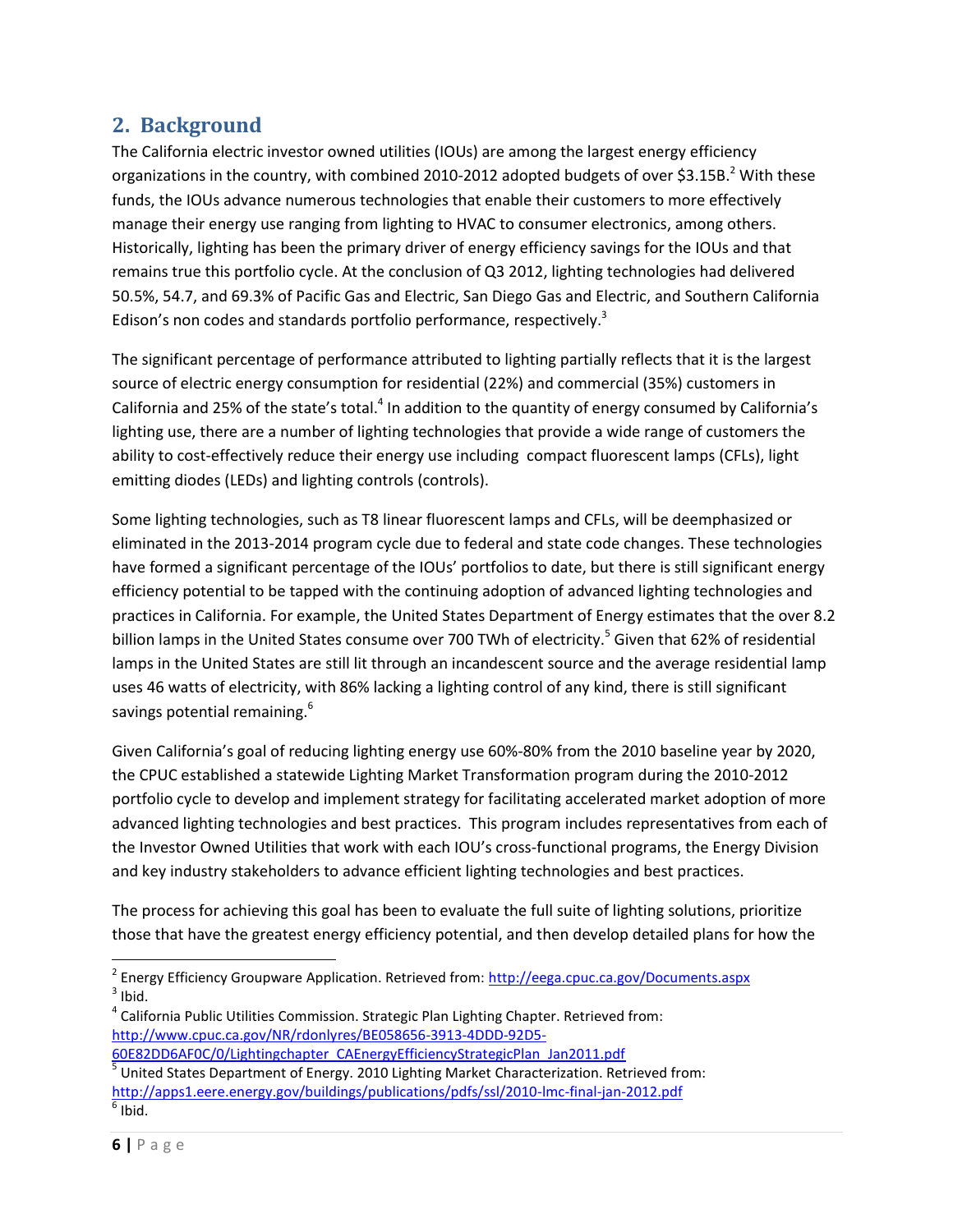## 2. Background

The California electric investor owned utilities (IOUs) are among the largest energy efficiency organizations in the country, with combined 2010-2012 adopted budgets of over $3.15B.[2] With these funds, the IOUs advance numerous technologies that enable their customers to more effectively manage their energy use ranging from lighting to HVAC to consumer electronics, among others. Historically, lighting has been the primary driver of energy efficiency savings for the IOUs and that remains true this portfolio cycle. At the conclusion of Q3 2012, lighting technologies had delivered 50.5%, 54.7, and 69.3% of Pacific Gas and Electric, San Diego Gas and Electric, and Southern California Edison's non codes and standards portfolio performance, respectively.[3]

The significant percentage of performance attributed to lighting partially reflects that it is the largest source of electric energy consumption for residential (22%) and commercial (35%) customers in California and 25% of the state's total.[4] In addition to the quantity of energy consumed by California's lighting use, there are a number of lighting technologies that provide a wide range of customers the ability to cost-effectively reduce their energy use including compact fluorescent lamps (CFLs), light emitting diodes (LEDs) and lighting controls (controls).

Some lighting technologies, such as T8 linear fluorescent lamps and CFLs, will be deemphasized or eliminated in the 2013-2014 program cycle due to federal and state code changes. These technologies have formed a significant percentage of the IOUs' portfolios to date, but there is still significant energy efficiency potential to be tapped with the continuing adoption of advanced lighting technologies and practices in California. For example, the United States Department of Energy estimates that the over 8.2 billion lamps in the United States consume over 700 TWh of electricity.[5] Given that 62% of residential lamps in the United States are still lit through an incandescent source and the average residential lamp uses 46 watts of electricity, with 86% lacking a lighting control of any kind, there is still significant savings potential remaining.[6]

Given California's goal of reducing lighting energy use 60%-80% from the 2010 baseline year by 2020, the CPUC established a statewide Lighting Market Transformation program during the 2010-2012 portfolio cycle to develop and implement strategy for facilitating accelerated market adoption of more advanced lighting technologies and best practices. This program includes representatives from each of the Investor Owned Utilities that work with each IOU's cross-functional programs, the Energy Division and key industry stakeholders to advance efficient lighting technologies and best practices.

The process for achieving this goal has been to evaluate the full suite of lighting solutions, prioritize those that have the greatest energy efficiency potential, and then develop detailed plans for how the

---

[2] Energy Efficiency Groupware Application. Retrieved from: http://eega.cpuc.ca.gov/Documents.aspx

[3] Ibid.

[4] California Public Utilities Commission. Strategic Plan Lighting Chapter. Retrieved from: http://www.cpuc.ca.gov/NR/rdonlyres/BE058656-3913-4DDD-92D5-60E82DD6AF0C/0/Lightingchapter_CAEnergyEfficiencyStrategicPlan_Jan2011.pdf

[5] United States Department of Energy. 2010 Lighting Market Characterization. Retrieved from: http://apps1.eere.energy.gov/buildings/publications/pdfs/ssl/2010-lmc-final-jan-2012.pdf

[6] Ibid.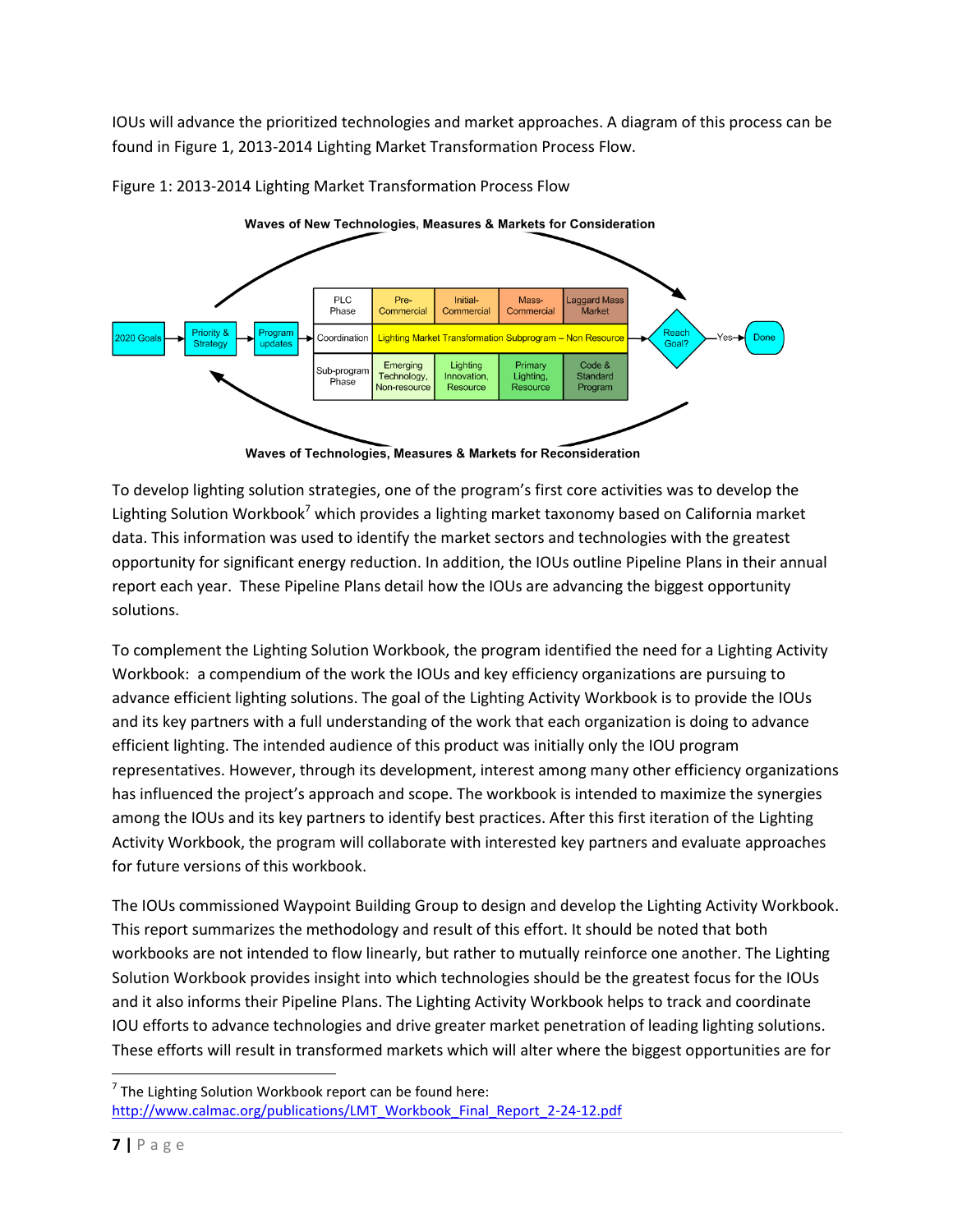IOUs will advance the prioritized technologies and market approaches. A diagram of this process can be found in Figure 1, 2013-2014 Lighting Market Transformation Process Flow.

Figure 1: 2013-2014 Lighting Market Transformation Process Flow

Waves of New Technologies, Measures & Markets for Consideration

| PLC Phase | Pre-Commercial | Initial-Commercial | Mass-Commercial | Laggard Mass Market |
|---|---|---|---|---|
| Coordination | Lighting Market Transformation Subprogram – Non Resource | | | |
| Sub-program Phase | Emerging Technology, Non-resource | Lighting Innovation, Resource | Primary Lighting, Resource | Code & Standard Program |

2020 Goals → Priority & Strategy → Program updates → [PLC table] → Reach Goal? —Yes→ Done

Waves of Technologies, Measures & Markets for Reconsideration

To develop lighting solution strategies, one of the program's first core activities was to develop the Lighting Solution Workbook[7] which provides a lighting market taxonomy based on California market data. This information was used to identify the market sectors and technologies with the greatest opportunity for significant energy reduction. In addition, the IOUs outline Pipeline Plans in their annual report each year. These Pipeline Plans detail how the IOUs are advancing the biggest opportunity solutions.

To complement the Lighting Solution Workbook, the program identified the need for a Lighting Activity Workbook: a compendium of the work the IOUs and key efficiency organizations are pursuing to advance efficient lighting solutions. The goal of the Lighting Activity Workbook is to provide the IOUs and its key partners with a full understanding of the work that each organization is doing to advance efficient lighting. The intended audience of this product was initially only the IOU program representatives. However, through its development, interest among many other efficiency organizations has influenced the project's approach and scope. The workbook is intended to maximize the synergies among the IOUs and its key partners to identify best practices. After this first iteration of the Lighting Activity Workbook, the program will collaborate with interested key partners and evaluate approaches for future versions of this workbook.

The IOUs commissioned Waypoint Building Group to design and develop the Lighting Activity Workbook. This report summarizes the methodology and result of this effort. It should be noted that both workbooks are not intended to flow linearly, but rather to mutually reinforce one another. The Lighting Solution Workbook provides insight into which technologies should be the greatest focus for the IOUs and it also informs their Pipeline Plans. The Lighting Activity Workbook helps to track and coordinate IOU efforts to advance technologies and drive greater market penetration of leading lighting solutions. These efforts will result in transformed markets which will alter where the biggest opportunities are for

---

[7] The Lighting Solution Workbook report can be found here: http://www.calmac.org/publications/LMT_Workbook_Final_Report_2-24-12.pdf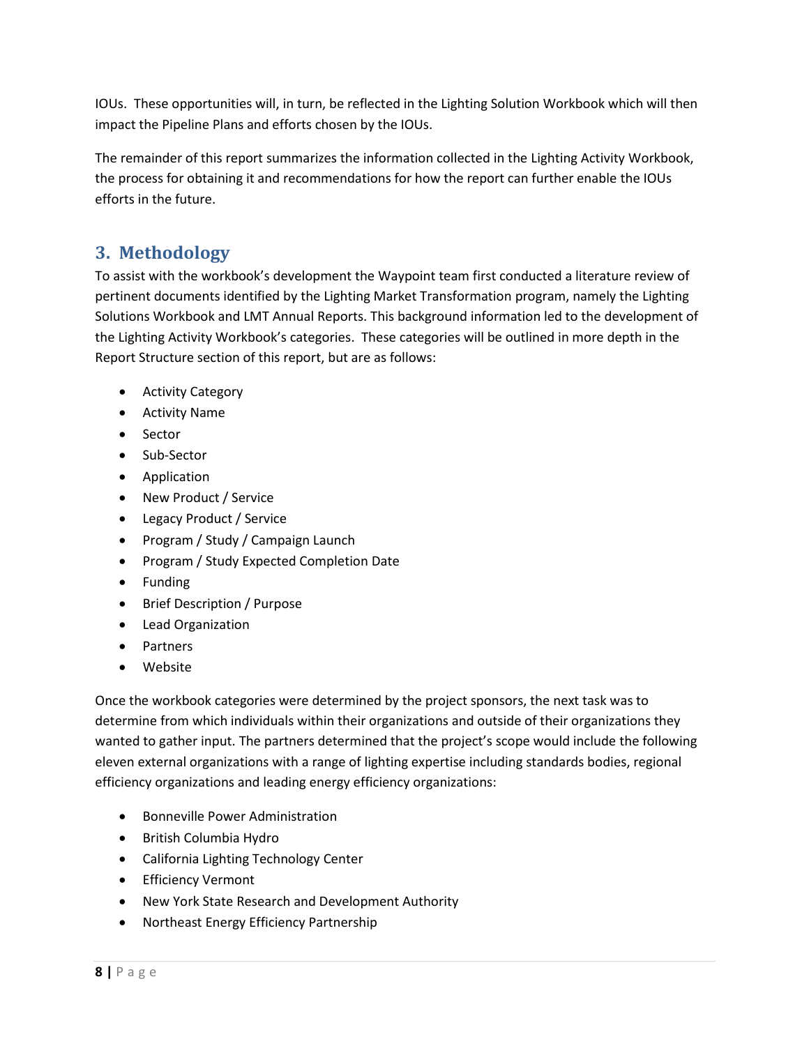IOUs. These opportunities will, in turn, be reflected in the Lighting Solution Workbook which will then impact the Pipeline Plans and efforts chosen by the IOUs.

The remainder of this report summarizes the information collected in the Lighting Activity Workbook, the process for obtaining it and recommendations for how the report can further enable the IOUs efforts in the future.

## 3. Methodology

To assist with the workbook's development the Waypoint team first conducted a literature review of pertinent documents identified by the Lighting Market Transformation program, namely the Lighting Solutions Workbook and LMT Annual Reports. This background information led to the development of the Lighting Activity Workbook's categories. These categories will be outlined in more depth in the Report Structure section of this report, but are as follows:

- Activity Category
- Activity Name
- Sector
- Sub-Sector
- Application
- New Product / Service
- Legacy Product / Service
- Program / Study / Campaign Launch
- Program / Study Expected Completion Date
- Funding
- Brief Description / Purpose
- Lead Organization
- Partners
- Website

Once the workbook categories were determined by the project sponsors, the next task was to determine from which individuals within their organizations and outside of their organizations they wanted to gather input. The partners determined that the project's scope would include the following eleven external organizations with a range of lighting expertise including standards bodies, regional efficiency organizations and leading energy efficiency organizations:

- Bonneville Power Administration
- British Columbia Hydro
- California Lighting Technology Center
- Efficiency Vermont
- New York State Research and Development Authority
- Northeast Energy Efficiency Partnership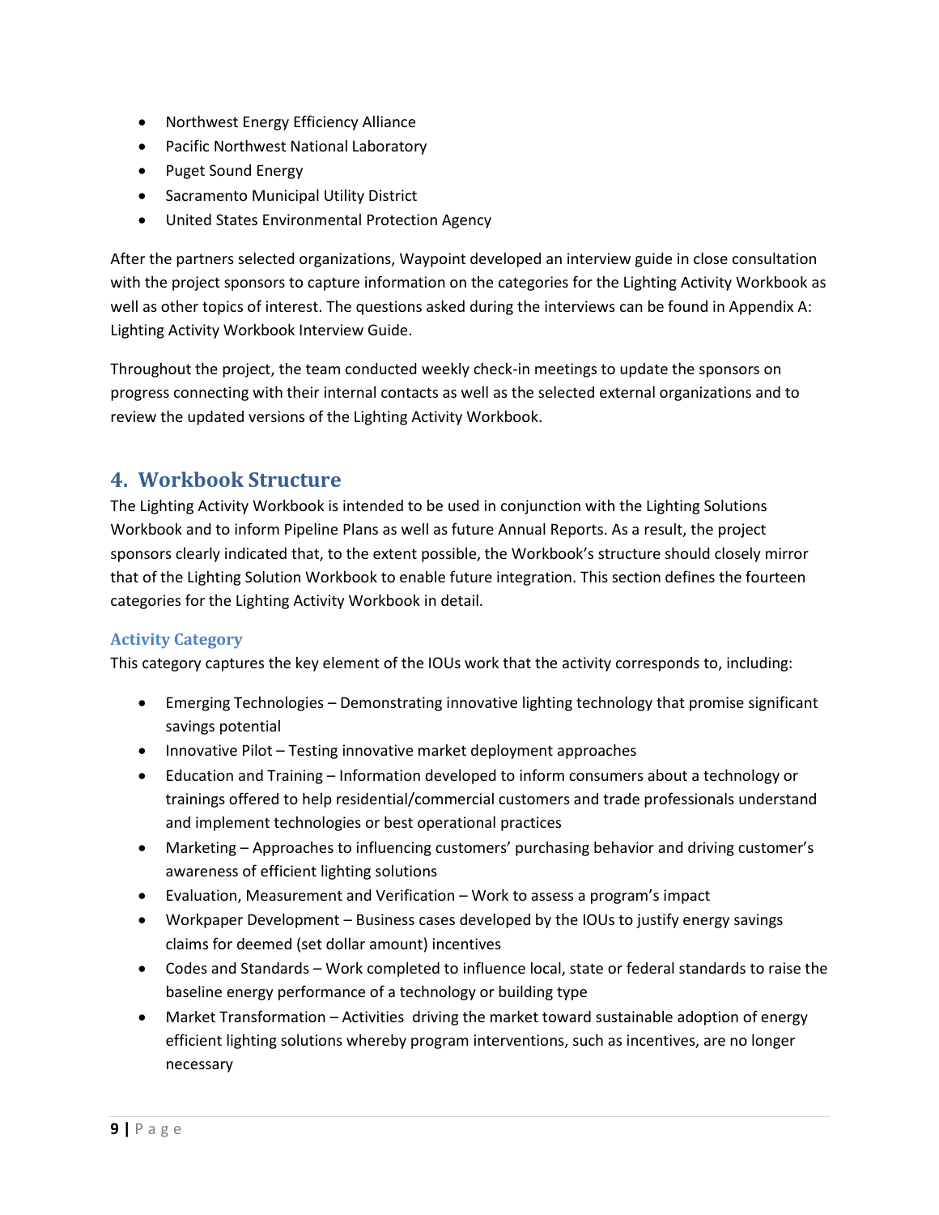- Northwest Energy Efficiency Alliance
- Pacific Northwest National Laboratory
- Puget Sound Energy
- Sacramento Municipal Utility District
- United States Environmental Protection Agency

After the partners selected organizations, Waypoint developed an interview guide in close consultation with the project sponsors to capture information on the categories for the Lighting Activity Workbook as well as other topics of interest. The questions asked during the interviews can be found in Appendix A: Lighting Activity Workbook Interview Guide.

Throughout the project, the team conducted weekly check-in meetings to update the sponsors on progress connecting with their internal contacts as well as the selected external organizations and to review the updated versions of the Lighting Activity Workbook.

## 4. Workbook Structure

The Lighting Activity Workbook is intended to be used in conjunction with the Lighting Solutions Workbook and to inform Pipeline Plans as well as future Annual Reports. As a result, the project sponsors clearly indicated that, to the extent possible, the Workbook's structure should closely mirror that of the Lighting Solution Workbook to enable future integration. This section defines the fourteen categories for the Lighting Activity Workbook in detail.

### Activity Category

This category captures the key element of the IOUs work that the activity corresponds to, including:

- Emerging Technologies – Demonstrating innovative lighting technology that promise significant savings potential
- Innovative Pilot – Testing innovative market deployment approaches
- Education and Training – Information developed to inform consumers about a technology or trainings offered to help residential/commercial customers and trade professionals understand and implement technologies or best operational practices
- Marketing – Approaches to influencing customers' purchasing behavior and driving customer's awareness of efficient lighting solutions
- Evaluation, Measurement and Verification – Work to assess a program's impact
- Workpaper Development – Business cases developed by the IOUs to justify energy savings claims for deemed (set dollar amount) incentives
- Codes and Standards – Work completed to influence local, state or federal standards to raise the baseline energy performance of a technology or building type
- Market Transformation – Activities driving the market toward sustainable adoption of energy efficient lighting solutions whereby program interventions, such as incentives, are no longer necessary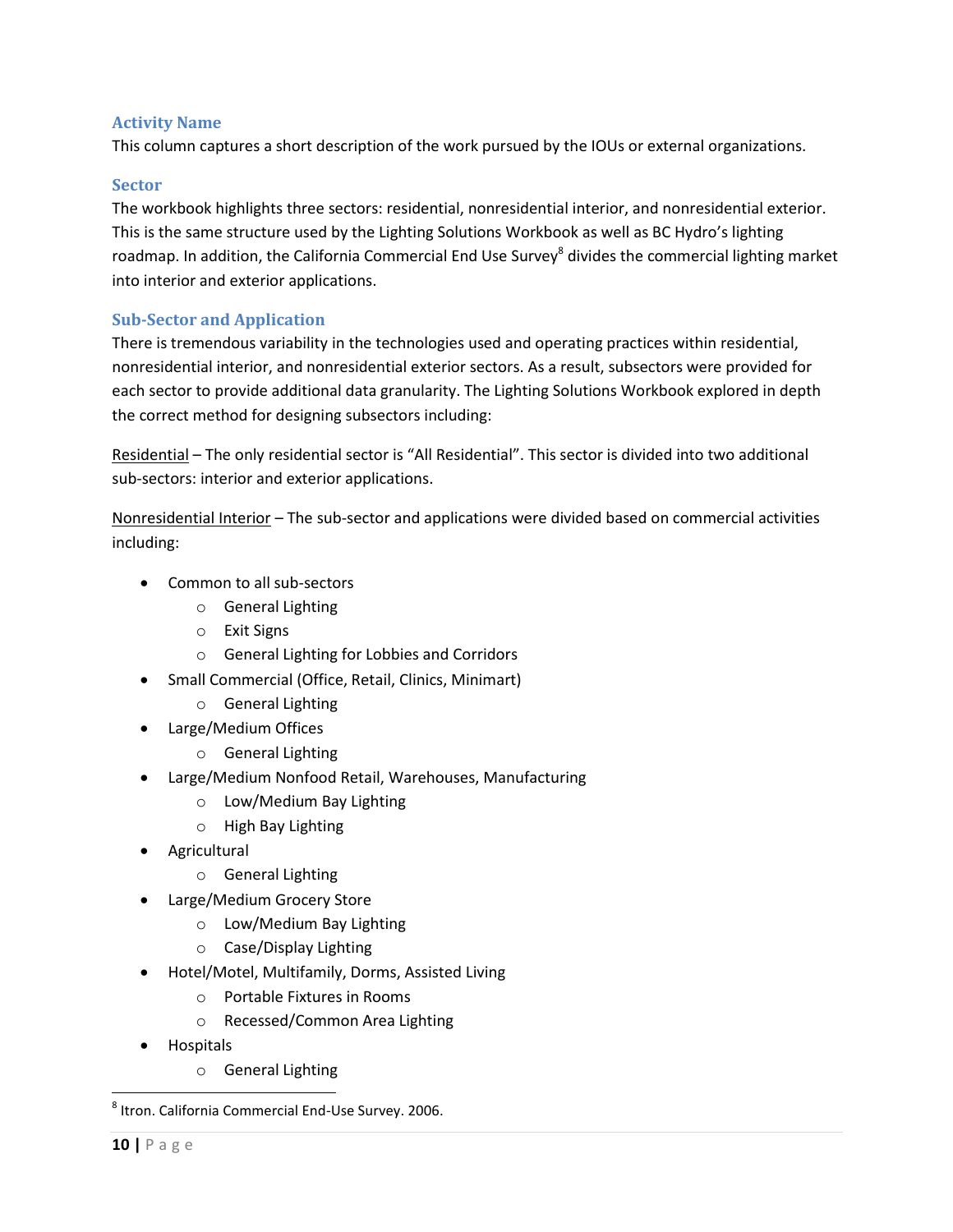### Activity Name

This column captures a short description of the work pursued by the IOUs or external organizations.

### Sector

The workbook highlights three sectors: residential, nonresidential interior, and nonresidential exterior. This is the same structure used by the Lighting Solutions Workbook as well as BC Hydro's lighting roadmap. In addition, the California Commercial End Use Survey[8] divides the commercial lighting market into interior and exterior applications.

### Sub-Sector and Application

There is tremendous variability in the technologies used and operating practices within residential, nonresidential interior, and nonresidential exterior sectors. As a result, subsectors were provided for each sector to provide additional data granularity. The Lighting Solutions Workbook explored in depth the correct method for designing subsectors including:

Residential – The only residential sector is "All Residential". This sector is divided into two additional sub-sectors: interior and exterior applications.

Nonresidential Interior – The sub-sector and applications were divided based on commercial activities including:

- Common to all sub-sectors
  - General Lighting
  - Exit Signs
  - General Lighting for Lobbies and Corridors
- Small Commercial (Office, Retail, Clinics, Minimart)
  - General Lighting
- Large/Medium Offices
  - General Lighting
- Large/Medium Nonfood Retail, Warehouses, Manufacturing
  - Low/Medium Bay Lighting
  - High Bay Lighting
- Agricultural
  - General Lighting
- Large/Medium Grocery Store
  - Low/Medium Bay Lighting
  - Case/Display Lighting
- Hotel/Motel, Multifamily, Dorms, Assisted Living
  - Portable Fixtures in Rooms
  - Recessed/Common Area Lighting
- Hospitals
  - General Lighting

[8] Itron. California Commercial End-Use Survey. 2006.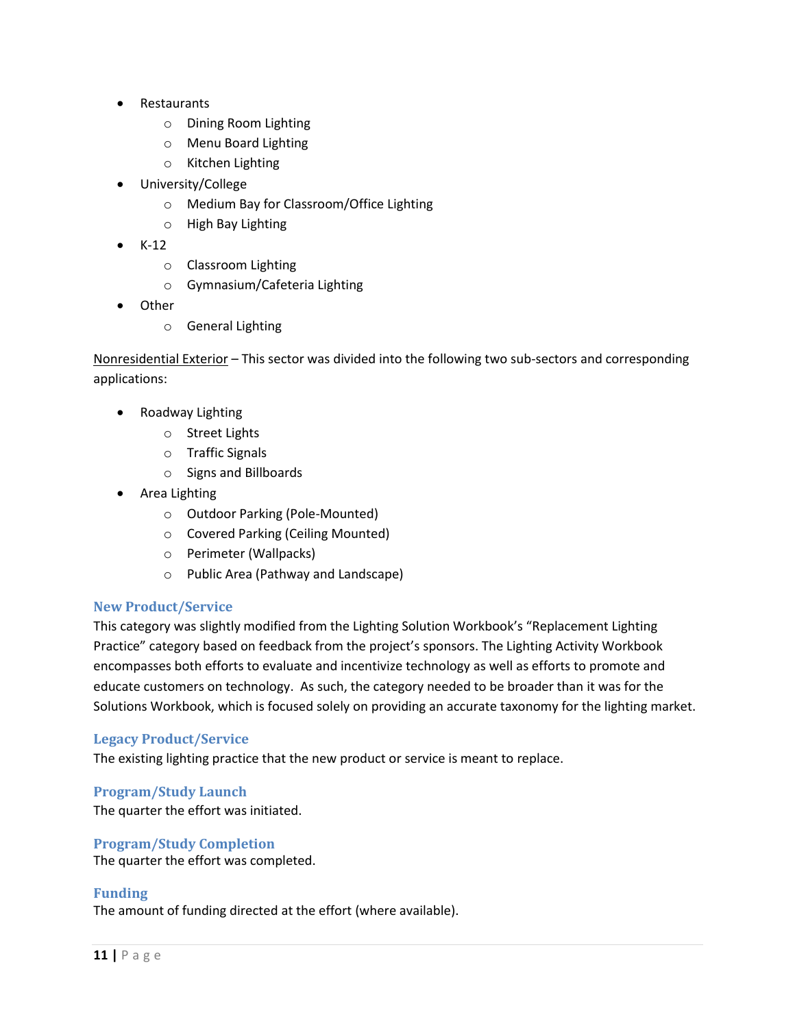- Restaurants
  - Dining Room Lighting
  - Menu Board Lighting
  - Kitchen Lighting
- University/College
  - Medium Bay for Classroom/Office Lighting
  - High Bay Lighting
- K-12
  - Classroom Lighting
  - Gymnasium/Cafeteria Lighting
- Other
  - General Lighting

<u>Nonresidential Exterior</u> – This sector was divided into the following two sub-sectors and corresponding applications:

- Roadway Lighting
  - Street Lights
  - Traffic Signals
  - Signs and Billboards
- Area Lighting
  - Outdoor Parking (Pole-Mounted)
  - Covered Parking (Ceiling Mounted)
  - Perimeter (Wallpacks)
  - Public Area (Pathway and Landscape)

### New Product/Service

This category was slightly modified from the Lighting Solution Workbook's "Replacement Lighting Practice" category based on feedback from the project's sponsors. The Lighting Activity Workbook encompasses both efforts to evaluate and incentivize technology as well as efforts to promote and educate customers on technology. As such, the category needed to be broader than it was for the Solutions Workbook, which is focused solely on providing an accurate taxonomy for the lighting market.

### Legacy Product/Service

The existing lighting practice that the new product or service is meant to replace.

### Program/Study Launch

The quarter the effort was initiated.

### Program/Study Completion

The quarter the effort was completed.

### Funding

The amount of funding directed at the effort (where available).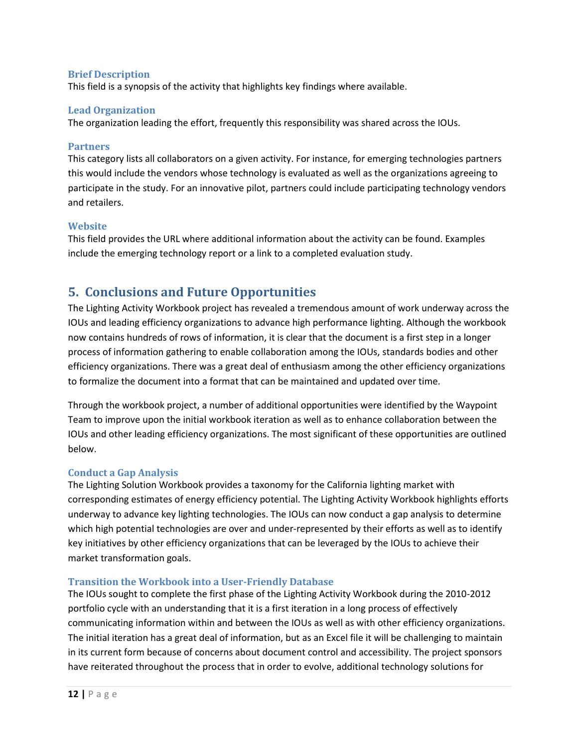### Brief Description

This field is a synopsis of the activity that highlights key findings where available.

### Lead Organization

The organization leading the effort, frequently this responsibility was shared across the IOUs.

### Partners

This category lists all collaborators on a given activity. For instance, for emerging technologies partners this would include the vendors whose technology is evaluated as well as the organizations agreeing to participate in the study. For an innovative pilot, partners could include participating technology vendors and retailers.

### Website

This field provides the URL where additional information about the activity can be found. Examples include the emerging technology report or a link to a completed evaluation study.

## 5. Conclusions and Future Opportunities

The Lighting Activity Workbook project has revealed a tremendous amount of work underway across the IOUs and leading efficiency organizations to advance high performance lighting. Although the workbook now contains hundreds of rows of information, it is clear that the document is a first step in a longer process of information gathering to enable collaboration among the IOUs, standards bodies and other efficiency organizations. There was a great deal of enthusiasm among the other efficiency organizations to formalize the document into a format that can be maintained and updated over time.

Through the workbook project, a number of additional opportunities were identified by the Waypoint Team to improve upon the initial workbook iteration as well as to enhance collaboration between the IOUs and other leading efficiency organizations. The most significant of these opportunities are outlined below.

### Conduct a Gap Analysis

The Lighting Solution Workbook provides a taxonomy for the California lighting market with corresponding estimates of energy efficiency potential. The Lighting Activity Workbook highlights efforts underway to advance key lighting technologies. The IOUs can now conduct a gap analysis to determine which high potential technologies are over and under-represented by their efforts as well as to identify key initiatives by other efficiency organizations that can be leveraged by the IOUs to achieve their market transformation goals.

### Transition the Workbook into a User-Friendly Database

The IOUs sought to complete the first phase of the Lighting Activity Workbook during the 2010-2012 portfolio cycle with an understanding that it is a first iteration in a long process of effectively communicating information within and between the IOUs as well as with other efficiency organizations. The initial iteration has a great deal of information, but as an Excel file it will be challenging to maintain in its current form because of concerns about document control and accessibility. The project sponsors have reiterated throughout the process that in order to evolve, additional technology solutions for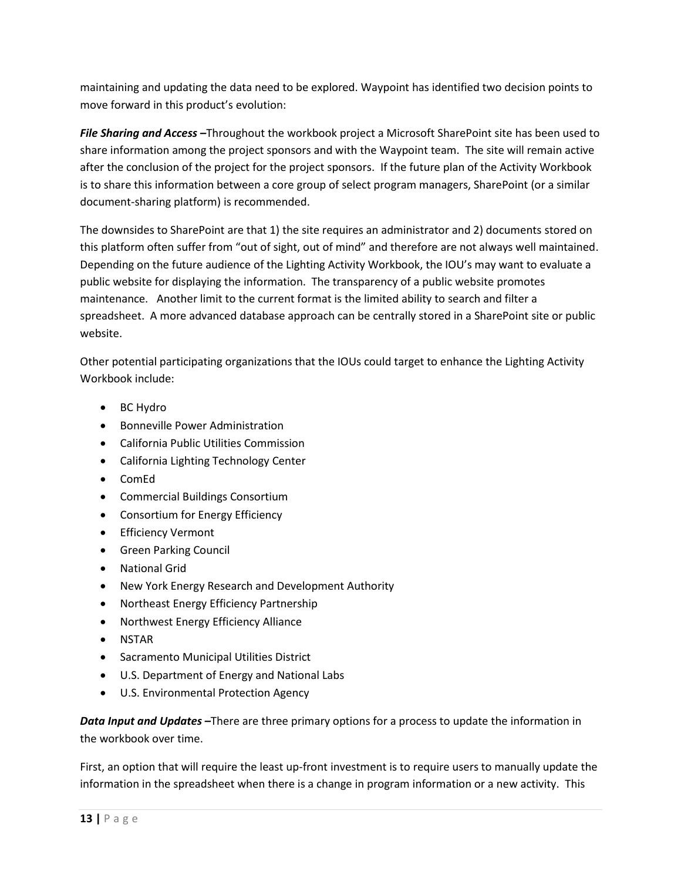maintaining and updating the data need to be explored. Waypoint has identified two decision points to move forward in this product's evolution:

***File Sharing and Access* –**Throughout the workbook project a Microsoft SharePoint site has been used to share information among the project sponsors and with the Waypoint team. The site will remain active after the conclusion of the project for the project sponsors. If the future plan of the Activity Workbook is to share this information between a core group of select program managers, SharePoint (or a similar document-sharing platform) is recommended.

The downsides to SharePoint are that 1) the site requires an administrator and 2) documents stored on this platform often suffer from "out of sight, out of mind" and therefore are not always well maintained. Depending on the future audience of the Lighting Activity Workbook, the IOU's may want to evaluate a public website for displaying the information. The transparency of a public website promotes maintenance. Another limit to the current format is the limited ability to search and filter a spreadsheet. A more advanced database approach can be centrally stored in a SharePoint site or public website.

Other potential participating organizations that the IOUs could target to enhance the Lighting Activity Workbook include:

- BC Hydro
- Bonneville Power Administration
- California Public Utilities Commission
- California Lighting Technology Center
- ComEd
- Commercial Buildings Consortium
- Consortium for Energy Efficiency
- Efficiency Vermont
- Green Parking Council
- National Grid
- New York Energy Research and Development Authority
- Northeast Energy Efficiency Partnership
- Northwest Energy Efficiency Alliance
- NSTAR
- Sacramento Municipal Utilities District
- U.S. Department of Energy and National Labs
- U.S. Environmental Protection Agency

***Data Input and Updates* –**There are three primary options for a process to update the information in the workbook over time.

First, an option that will require the least up-front investment is to require users to manually update the information in the spreadsheet when there is a change in program information or a new activity. This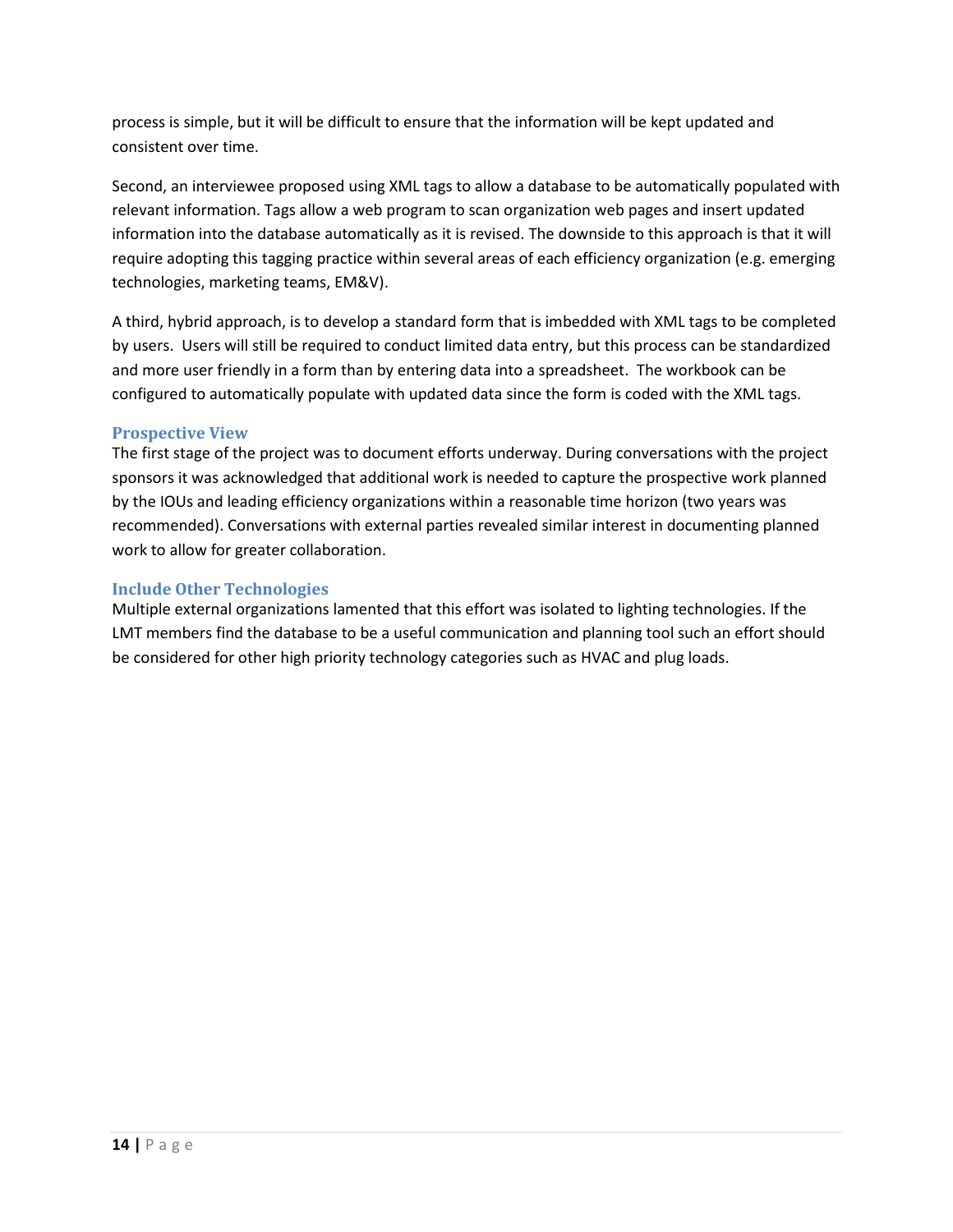process is simple, but it will be difficult to ensure that the information will be kept updated and consistent over time.

Second, an interviewee proposed using XML tags to allow a database to be automatically populated with relevant information. Tags allow a web program to scan organization web pages and insert updated information into the database automatically as it is revised. The downside to this approach is that it will require adopting this tagging practice within several areas of each efficiency organization (e.g. emerging technologies, marketing teams, EM&V).

A third, hybrid approach, is to develop a standard form that is imbedded with XML tags to be completed by users. Users will still be required to conduct limited data entry, but this process can be standardized and more user friendly in a form than by entering data into a spreadsheet. The workbook can be configured to automatically populate with updated data since the form is coded with the XML tags.

### Prospective View

The first stage of the project was to document efforts underway. During conversations with the project sponsors it was acknowledged that additional work is needed to capture the prospective work planned by the IOUs and leading efficiency organizations within a reasonable time horizon (two years was recommended). Conversations with external parties revealed similar interest in documenting planned work to allow for greater collaboration.

### Include Other Technologies

Multiple external organizations lamented that this effort was isolated to lighting technologies. If the LMT members find the database to be a useful communication and planning tool such an effort should be considered for other high priority technology categories such as HVAC and plug loads.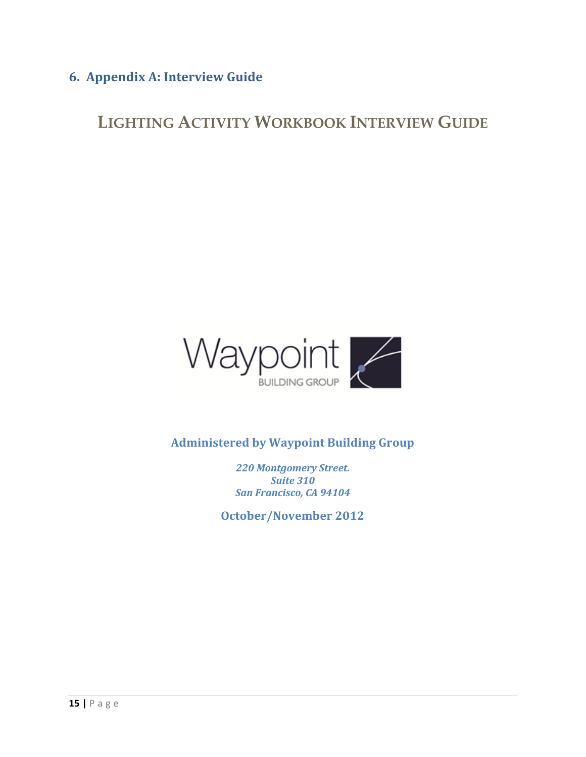## 6. Appendix A: Interview Guide

# Lighting Activity Workbook Interview Guide

Waypoint
BUILDING GROUP

**Administered by Waypoint Building Group**

***220 Montgomery Street.***
***Suite 310***
***San Francisco, CA 94104***

**October/November 2012**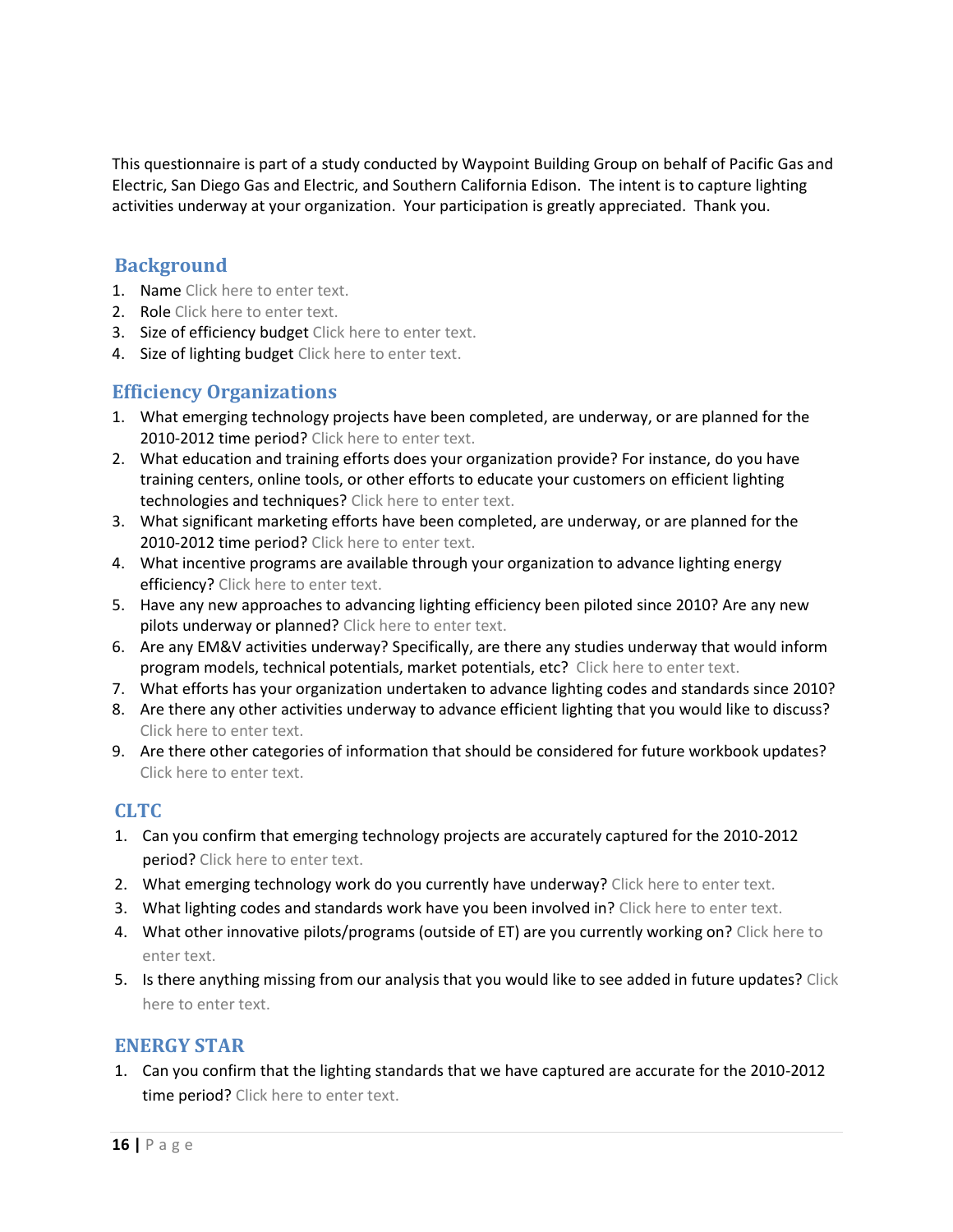This questionnaire is part of a study conducted by Waypoint Building Group on behalf of Pacific Gas and Electric, San Diego Gas and Electric, and Southern California Edison. The intent is to capture lighting activities underway at your organization. Your participation is greatly appreciated. Thank you.

## Background

1. Name Click here to enter text.
2. Role Click here to enter text.
3. Size of efficiency budget Click here to enter text.
4. Size of lighting budget Click here to enter text.

## Efficiency Organizations

1. What emerging technology projects have been completed, are underway, or are planned for the 2010-2012 time period? Click here to enter text.
2. What education and training efforts does your organization provide? For instance, do you have training centers, online tools, or other efforts to educate your customers on efficient lighting technologies and techniques? Click here to enter text.
3. What significant marketing efforts have been completed, are underway, or are planned for the 2010-2012 time period? Click here to enter text.
4. What incentive programs are available through your organization to advance lighting energy efficiency? Click here to enter text.
5. Have any new approaches to advancing lighting efficiency been piloted since 2010? Are any new pilots underway or planned? Click here to enter text.
6. Are any EM&V activities underway? Specifically, are there any studies underway that would inform program models, technical potentials, market potentials, etc? Click here to enter text.
7. What efforts has your organization undertaken to advance lighting codes and standards since 2010?
8. Are there any other activities underway to advance efficient lighting that you would like to discuss? Click here to enter text.
9. Are there other categories of information that should be considered for future workbook updates? Click here to enter text.

## CLTC

1. Can you confirm that emerging technology projects are accurately captured for the 2010-2012 period? Click here to enter text.
2. What emerging technology work do you currently have underway? Click here to enter text.
3. What lighting codes and standards work have you been involved in? Click here to enter text.
4. What other innovative pilots/programs (outside of ET) are you currently working on? Click here to enter text.
5. Is there anything missing from our analysis that you would like to see added in future updates? Click here to enter text.

## ENERGY STAR

1. Can you confirm that the lighting standards that we have captured are accurate for the 2010-2012 time period? Click here to enter text.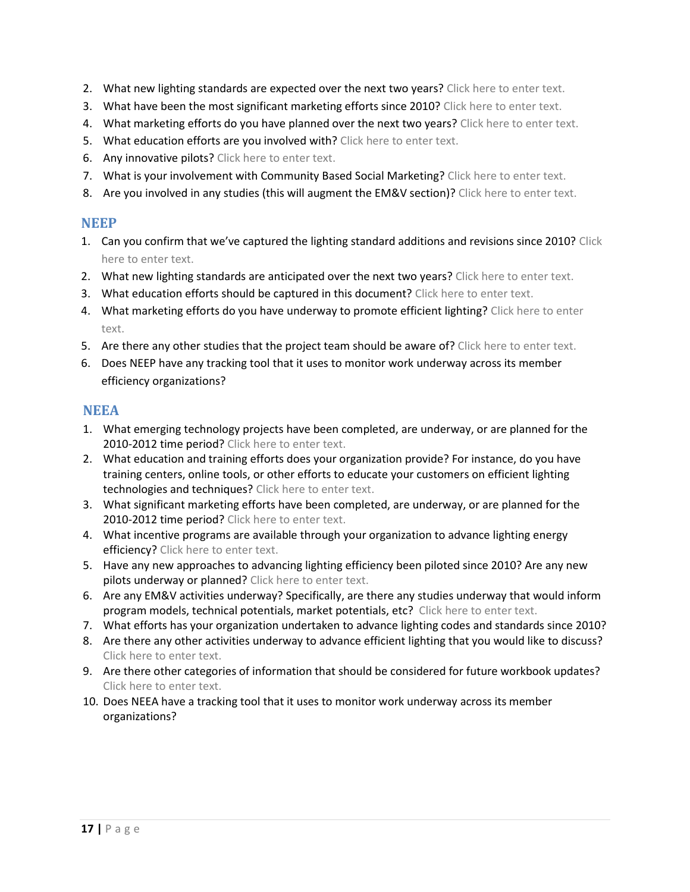2. What new lighting standards are expected over the next two years? Click here to enter text.
3. What have been the most significant marketing efforts since 2010? Click here to enter text.
4. What marketing efforts do you have planned over the next two years? Click here to enter text.
5. What education efforts are you involved with? Click here to enter text.
6. Any innovative pilots? Click here to enter text.
7. What is your involvement with Community Based Social Marketing? Click here to enter text.
8. Are you involved in any studies (this will augment the EM&V section)? Click here to enter text.

## NEEP

1. Can you confirm that we've captured the lighting standard additions and revisions since 2010? Click here to enter text.
2. What new lighting standards are anticipated over the next two years? Click here to enter text.
3. What education efforts should be captured in this document? Click here to enter text.
4. What marketing efforts do you have underway to promote efficient lighting? Click here to enter text.
5. Are there any other studies that the project team should be aware of? Click here to enter text.
6. Does NEEP have any tracking tool that it uses to monitor work underway across its member efficiency organizations?

## NEEA

1. What emerging technology projects have been completed, are underway, or are planned for the 2010-2012 time period? Click here to enter text.
2. What education and training efforts does your organization provide? For instance, do you have training centers, online tools, or other efforts to educate your customers on efficient lighting technologies and techniques? Click here to enter text.
3. What significant marketing efforts have been completed, are underway, or are planned for the 2010-2012 time period? Click here to enter text.
4. What incentive programs are available through your organization to advance lighting energy efficiency? Click here to enter text.
5. Have any new approaches to advancing lighting efficiency been piloted since 2010? Are any new pilots underway or planned? Click here to enter text.
6. Are any EM&V activities underway? Specifically, are there any studies underway that would inform program models, technical potentials, market potentials, etc? Click here to enter text.
7. What efforts has your organization undertaken to advance lighting codes and standards since 2010?
8. Are there any other activities underway to advance efficient lighting that you would like to discuss? Click here to enter text.
9. Are there other categories of information that should be considered for future workbook updates? Click here to enter text.
10. Does NEEA have a tracking tool that it uses to monitor work underway across its member organizations?